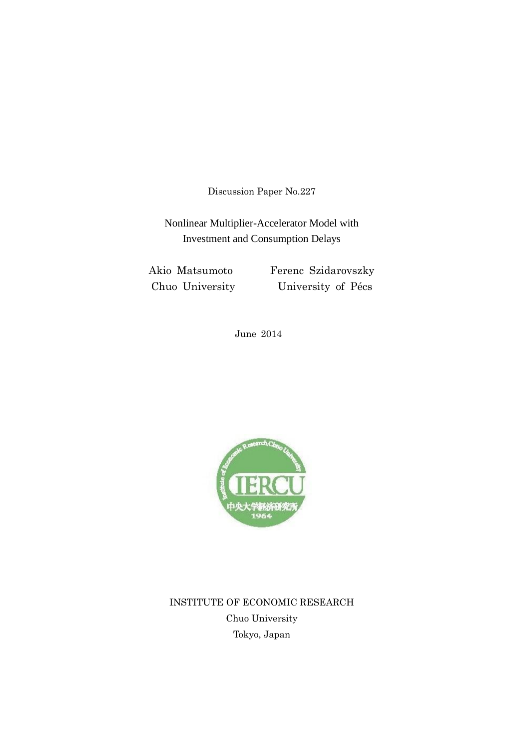Discussion Paper No.227

# Nonlinear Multiplier-Accelerator Model with Investment and Consumption Delays

Akio Matsumoto — Chuo University

Ferenc Szidarovszky — University of Pécs

June 2014

INSTITUTE OF ECONOMIC RESEARCH

Chuo University

Tokyo, Japan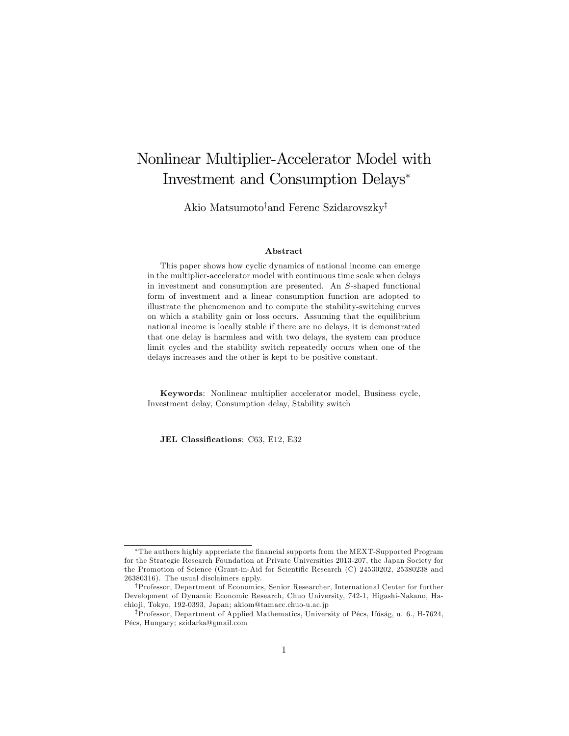# Nonlinear Multiplier-Accelerator Model with Investment and Consumption Delays*

Akio Matsumoto[†] and Ferenc Szidarovszky[‡]

### Abstract

This paper shows how cyclic dynamics of national income can emerge in the multiplier-accelerator model with continuous time scale when delays in investment and consumption are presented. An *S*-shaped functional form of investment and a linear consumption function are adopted to illustrate the phenomenon and to compute the stability-switching curves on which a stability gain or loss occurs. Assuming that the equilibrium national income is locally stable if there are no delays, it is demonstrated that one delay is harmless and with two delays, the system can produce limit cycles and the stability switch repeatedly occurs when one of the delays increases and the other is kept to be positive constant.

**Keywords**: Nonlinear multiplier accelerator model, Business cycle, Investment delay, Consumption delay, Stability switch

**JEL Classifications**: C63, E12, E32

---

*The authors highly appreciate the financial supports from the MEXT-Supported Program for the Strategic Research Foundation at Private Universities 2013-207, the Japan Society for the Promotion of Science (Grant-in-Aid for Scientific Research (C) 24530202, 25380238 and 26380316). The usual disclaimers apply.

[†]Professor, Department of Economics, Senior Researcher, International Center for further Development of Dynamic Economic Research, Chuo University, 742-1, Higashi-Nakano, Hachioji, Tokyo, 192-0393, Japan; akiom@tamacc.chuo-u.ac.jp

[‡]Professor, Department of Applied Mathematics, University of Pécs, Ifúság, u. 6., H-7624, Pécs, Hungary; szidarka@gmail.com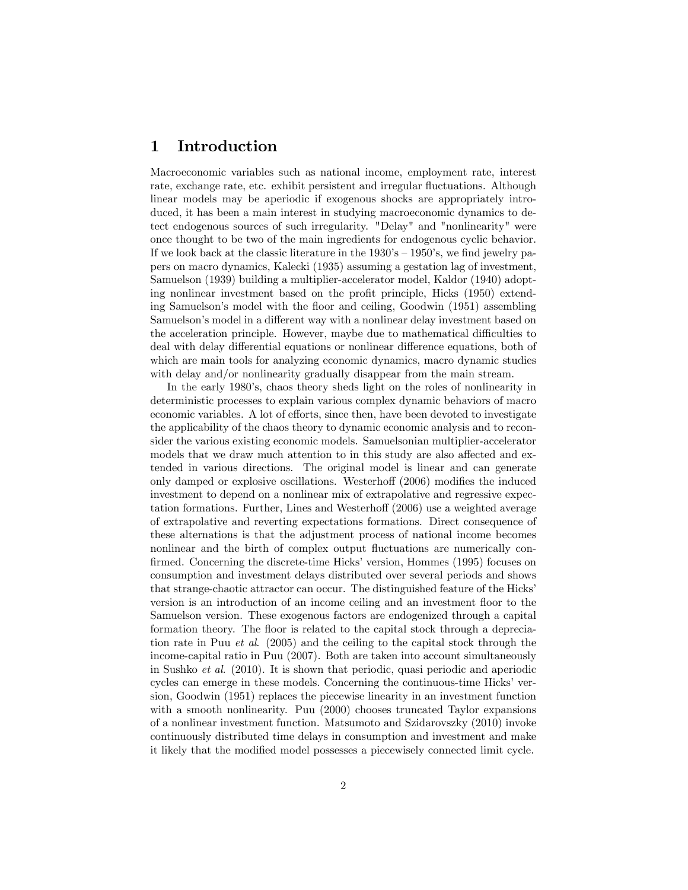# 1 Introduction

Macroeconomic variables such as national income, employment rate, interest rate, exchange rate, etc. exhibit persistent and irregular fluctuations. Although linear models may be aperiodic if exogenous shocks are appropriately introduced, it has been a main interest in studying macroeconomic dynamics to detect endogenous sources of such irregularity. "Delay" and "nonlinearity" were once thought to be two of the main ingredients for endogenous cyclic behavior. If we look back at the classic literature in the 1930's – 1950's, we find jewelry papers on macro dynamics, Kalecki (1935) assuming a gestation lag of investment, Samuelson (1939) building a multiplier-accelerator model, Kaldor (1940) adopting nonlinear investment based on the profit principle, Hicks (1950) extending Samuelson's model with the floor and ceiling, Goodwin (1951) assembling Samuelson's model in a different way with a nonlinear delay investment based on the acceleration principle. However, maybe due to mathematical difficulties to deal with delay differential equations or nonlinear difference equations, both of which are main tools for analyzing economic dynamics, macro dynamic studies with delay and/or nonlinearity gradually disappear from the main stream.

In the early 1980's, chaos theory sheds light on the roles of nonlinearity in deterministic processes to explain various complex dynamic behaviors of macro economic variables. A lot of efforts, since then, have been devoted to investigate the applicability of the chaos theory to dynamic economic analysis and to reconsider the various existing economic models. Samuelsonian multiplier-accelerator models that we draw much attention to in this study are also affected and extended in various directions. The original model is linear and can generate only damped or explosive oscillations. Westerhoff (2006) modifies the induced investment to depend on a nonlinear mix of extrapolative and regressive expectation formations. Further, Lines and Westerhoff (2006) use a weighted average of extrapolative and reverting expectations formations. Direct consequence of these alternations is that the adjustment process of national income becomes nonlinear and the birth of complex output fluctuations are numerically confirmed. Concerning the discrete-time Hicks' version, Hommes (1995) focuses on consumption and investment delays distributed over several periods and shows that strange-chaotic attractor can occur. The distinguished feature of the Hicks' version is an introduction of an income ceiling and an investment floor to the Samuelson version. These exogenous factors are endogenized through a capital formation theory. The floor is related to the capital stock through a depreciation rate in Puu *et al*. (2005) and the ceiling to the capital stock through the income-capital ratio in Puu (2007). Both are taken into account simultaneously in Sushko *et al*. (2010). It is shown that periodic, quasi periodic and aperiodic cycles can emerge in these models. Concerning the continuous-time Hicks' version, Goodwin (1951) replaces the piecewise linearity in an investment function with a smooth nonlinearity. Puu (2000) chooses truncated Taylor expansions of a nonlinear investment function. Matsumoto and Szidarovszky (2010) invoke continuously distributed time delays in consumption and investment and make it likely that the modified model possesses a piecewisely connected limit cycle.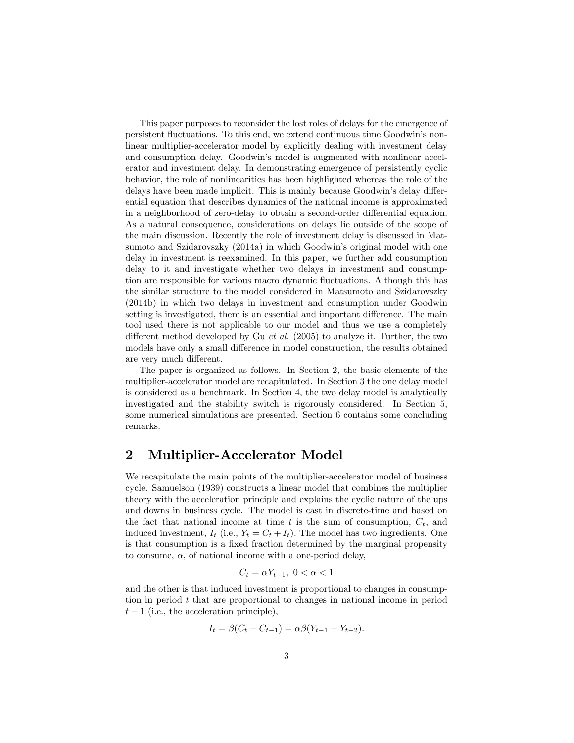This paper purposes to reconsider the lost roles of delays for the emergence of persistent fluctuations. To this end, we extend continuous time Goodwin's nonlinear multiplier-accelerator model by explicitly dealing with investment delay and consumption delay. Goodwin's model is augmented with nonlinear accelerator and investment delay. In demonstrating emergence of persistently cyclic behavior, the role of nonlinearities has been highlighted whereas the role of the delays have been made implicit. This is mainly because Goodwin's delay differential equation that describes dynamics of the national income is approximated in a neighborhood of zero-delay to obtain a second-order differential equation. As a natural consequence, considerations on delays lie outside of the scope of the main discussion. Recently the role of investment delay is discussed in Matsumoto and Szidarovszky (2014a) in which Goodwin's original model with one delay in investment is reexamined. In this paper, we further add consumption delay to it and investigate whether two delays in investment and consumption are responsible for various macro dynamic fluctuations. Although this has the similar structure to the model considered in Matsumoto and Szidarovszky (2014b) in which two delays in investment and consumption under Goodwin setting is investigated, there is an essential and important difference. The main tool used there is not applicable to our model and thus we use a completely different method developed by Gu *et al.* (2005) to analyze it. Further, the two models have only a small difference in model construction, the results obtained are very much different.

The paper is organized as follows. In Section 2, the basic elements of the multiplier-accelerator model are recapitulated. In Section 3 the one delay model is considered as a benchmark. In Section 4, the two delay model is analytically investigated and the stability switch is rigorously considered. In Section 5, some numerical simulations are presented. Section 6 contains some concluding remarks.

## 2 Multiplier-Accelerator Model

We recapitulate the main points of the multiplier-accelerator model of business cycle. Samuelson (1939) constructs a linear model that combines the multiplier theory with the acceleration principle and explains the cyclic nature of the ups and downs in business cycle. The model is cast in discrete-time and based on the fact that national income at time $t$ is the sum of consumption, $C_t$, and induced investment, $I_t$ (i.e., $Y_t = C_t + I_t$). The model has two ingredients. One is that consumption is a fixed fraction determined by the marginal propensity to consume, $\alpha$, of national income with a one-period delay,

$$C_t = \alpha Y_{t-1},\ 0 < \alpha < 1$$

and the other is that induced investment is proportional to changes in consumption in period $t$ that are proportional to changes in national income in period $t-1$ (i.e., the acceleration principle),

$$I_t = \beta(C_t - C_{t-1}) = \alpha\beta(Y_{t-1} - Y_{t-2}).$$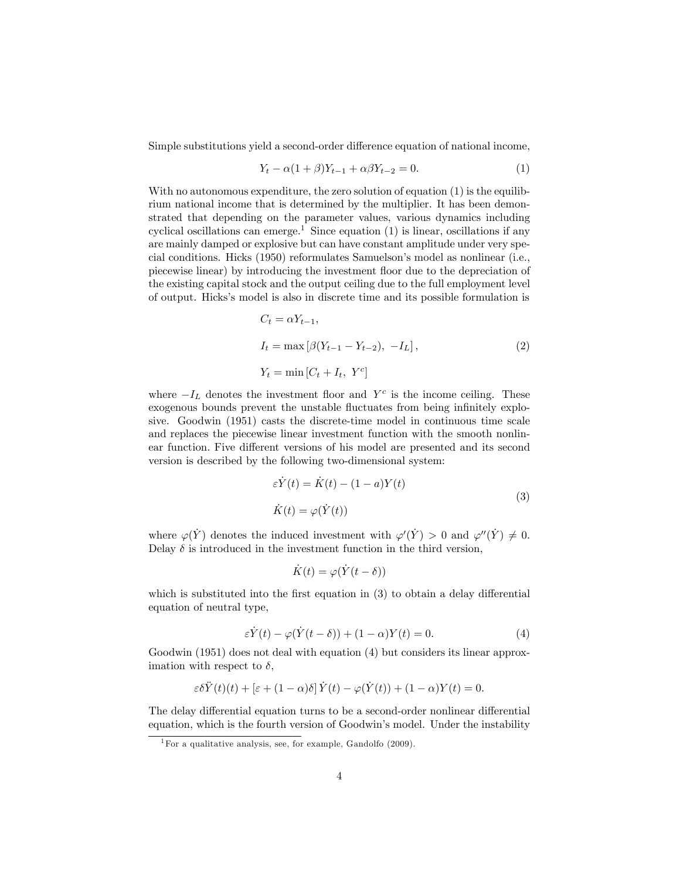Simple substitutions yield a second-order difference equation of national income,

$$Y_t - \alpha(1+\beta)Y_{t-1} + \alpha\beta Y_{t-2} = 0. \tag{1}$$

With no autonomous expenditure, the zero solution of equation (1) is the equilibrium national income that is determined by the multiplier. It has been demonstrated that depending on the parameter values, various dynamics including cyclical oscillations can emerge.[1] Since equation (1) is linear, oscillations if any are mainly damped or explosive but can have constant amplitude under very special conditions. Hicks (1950) reformulates Samuelson's model as nonlinear (i.e., piecewise linear) by introducing the investment floor due to the depreciation of the existing capital stock and the output ceiling due to the full employment level of output. Hicks's model is also in discrete time and its possible formulation is

$$\begin{aligned} C_t &= \alpha Y_{t-1}, \\ I_t &= \max\left[\beta(Y_{t-1} - Y_{t-2}),\ -I_L\right], \\ Y_t &= \min\left[C_t + I_t,\ Y^c\right] \end{aligned} \tag{2}$$

where $-I_L$ denotes the investment floor and $Y^c$ is the income ceiling. These exogenous bounds prevent the unstable fluctuates from being infinitely explosive. Goodwin (1951) casts the discrete-time model in continuous time scale and replaces the piecewise linear investment function with the smooth nonlinear function. Five different versions of his model are presented and its second version is described by the following two-dimensional system:

$$\begin{aligned} \varepsilon\dot{Y}(t) &= \dot{K}(t) - (1-a)Y(t) \\ \dot{K}(t) &= \varphi(\dot{Y}(t)) \end{aligned} \tag{3}$$

where $\varphi(\dot{Y})$ denotes the induced investment with $\varphi'(\dot{Y}) > 0$ and $\varphi''(\dot{Y}) \neq 0$. Delay $\delta$ is introduced in the investment function in the third version,

$$\dot{K}(t) = \varphi(\dot{Y}(t-\delta))$$

which is substituted into the first equation in (3) to obtain a delay differential equation of neutral type,

$$\varepsilon\dot{Y}(t) - \varphi(\dot{Y}(t-\delta)) + (1-\alpha)Y(t) = 0. \tag{4}$$

Goodwin (1951) does not deal with equation (4) but considers its linear approximation with respect to $\delta$,

$$\varepsilon\delta\ddot{Y}(t)(t) + \left[\varepsilon + (1-\alpha)\delta\right]\dot{Y}(t) - \varphi(\dot{Y}(t)) + (1-\alpha)Y(t) = 0.$$

The delay differential equation turns to be a second-order nonlinear differential equation, which is the fourth version of Goodwin's model. Under the instability

[1] For a qualitative analysis, see, for example, Gandolfo (2009).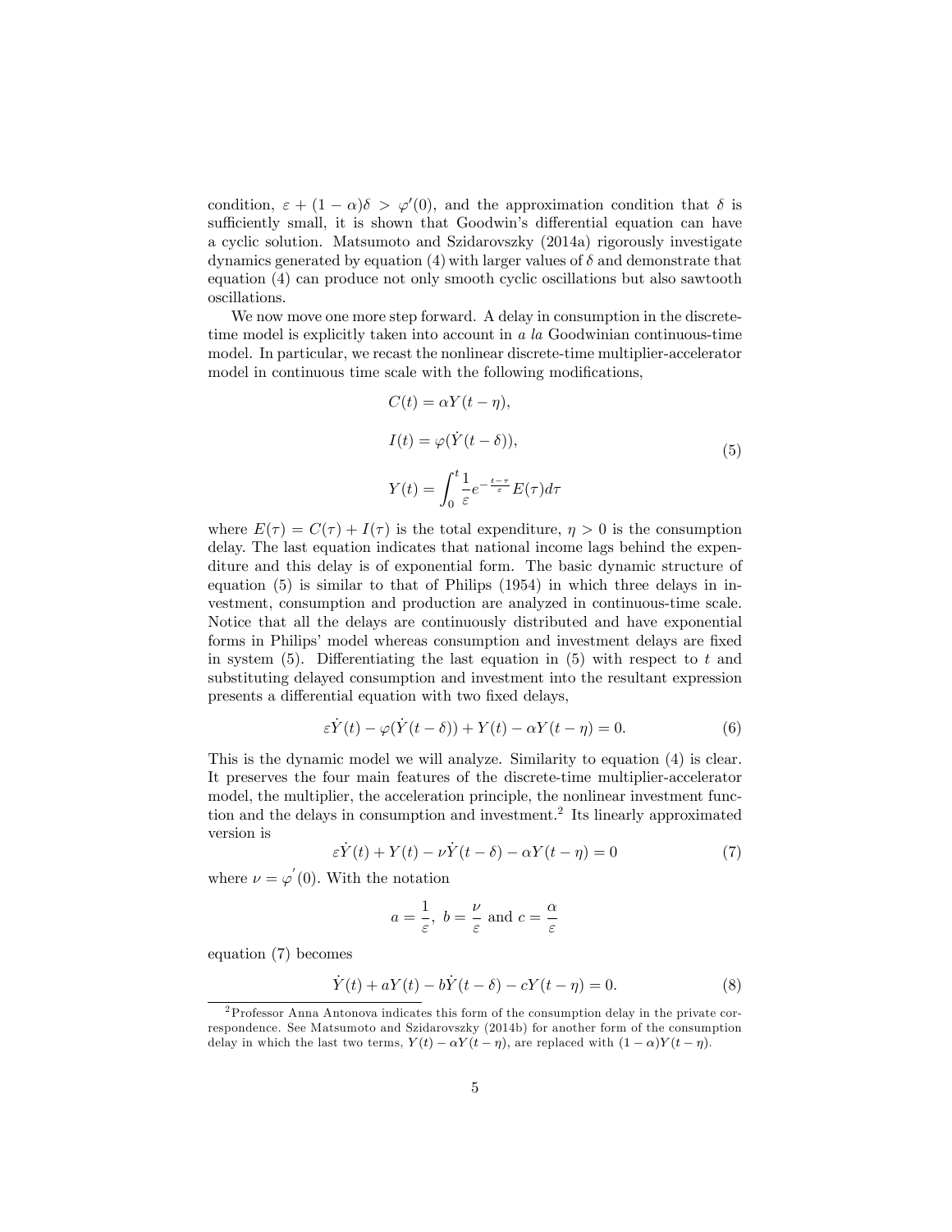condition, $\varepsilon + (1 - \alpha)\delta > \varphi'(0)$, and the approximation condition that $\delta$ is sufficiently small, it is shown that Goodwin's differential equation can have a cyclic solution. Matsumoto and Szidarovszky (2014a) rigorously investigate dynamics generated by equation (4) with larger values of $\delta$ and demonstrate that equation (4) can produce not only smooth cyclic oscillations but also sawtooth oscillations.

We now move one more step forward. A delay in consumption in the discrete-time model is explicitly taken into account in *a la* Goodwinian continuous-time model. In particular, we recast the nonlinear discrete-time multiplier-accelerator model in continuous time scale with the following modifications,

$$
\begin{aligned}
&C(t) = \alpha Y(t - \eta), \\
&I(t) = \varphi(\dot{Y}(t - \delta)), \\
&Y(t) = \int_0^t \frac{1}{\varepsilon} e^{-\frac{t-\tau}{\varepsilon}} E(\tau) d\tau
\end{aligned}
\tag{5}
$$

where $E(\tau) = C(\tau) + I(\tau)$ is the total expenditure, $\eta > 0$ is the consumption delay. The last equation indicates that national income lags behind the expenditure and this delay is of exponential form. The basic dynamic structure of equation (5) is similar to that of Philips (1954) in which three delays in investment, consumption and production are analyzed in continuous-time scale. Notice that all the delays are continuously distributed and have exponential forms in Philips' model whereas consumption and investment delays are fixed in system (5). Differentiating the last equation in (5) with respect to $t$ and substituting delayed consumption and investment into the resultant expression presents a differential equation with two fixed delays,

$$
\varepsilon \dot{Y}(t) - \varphi(\dot{Y}(t - \delta)) + Y(t) - \alpha Y(t - \eta) = 0. \tag{6}
$$

This is the dynamic model we will analyze. Similarity to equation (4) is clear. It preserves the four main features of the discrete-time multiplier-accelerator model, the multiplier, the acceleration principle, the nonlinear investment function and the delays in consumption and investment.[2] Its linearly approximated version is

$$
\varepsilon \dot{Y}(t) + Y(t) - \nu \dot{Y}(t - \delta) - \alpha Y(t - \eta) = 0 \tag{7}
$$

where $\nu = \varphi'(0)$. With the notation

$$
a = \frac{1}{\varepsilon},\ b = \frac{\nu}{\varepsilon} \text{ and } c = \frac{\alpha}{\varepsilon}
$$

equation (7) becomes

$$
\dot{Y}(t) + aY(t) - b\dot{Y}(t - \delta) - cY(t - \eta) = 0. \tag{8}
$$

[2] Professor Anna Antonova indicates this form of the consumption delay in the private correspondence. See Matsumoto and Szidarovszky (2014b) for another form of the consumption delay in which the last two terms, $Y(t) - \alpha Y(t - \eta)$, are replaced with $(1 - \alpha)Y(t - \eta)$.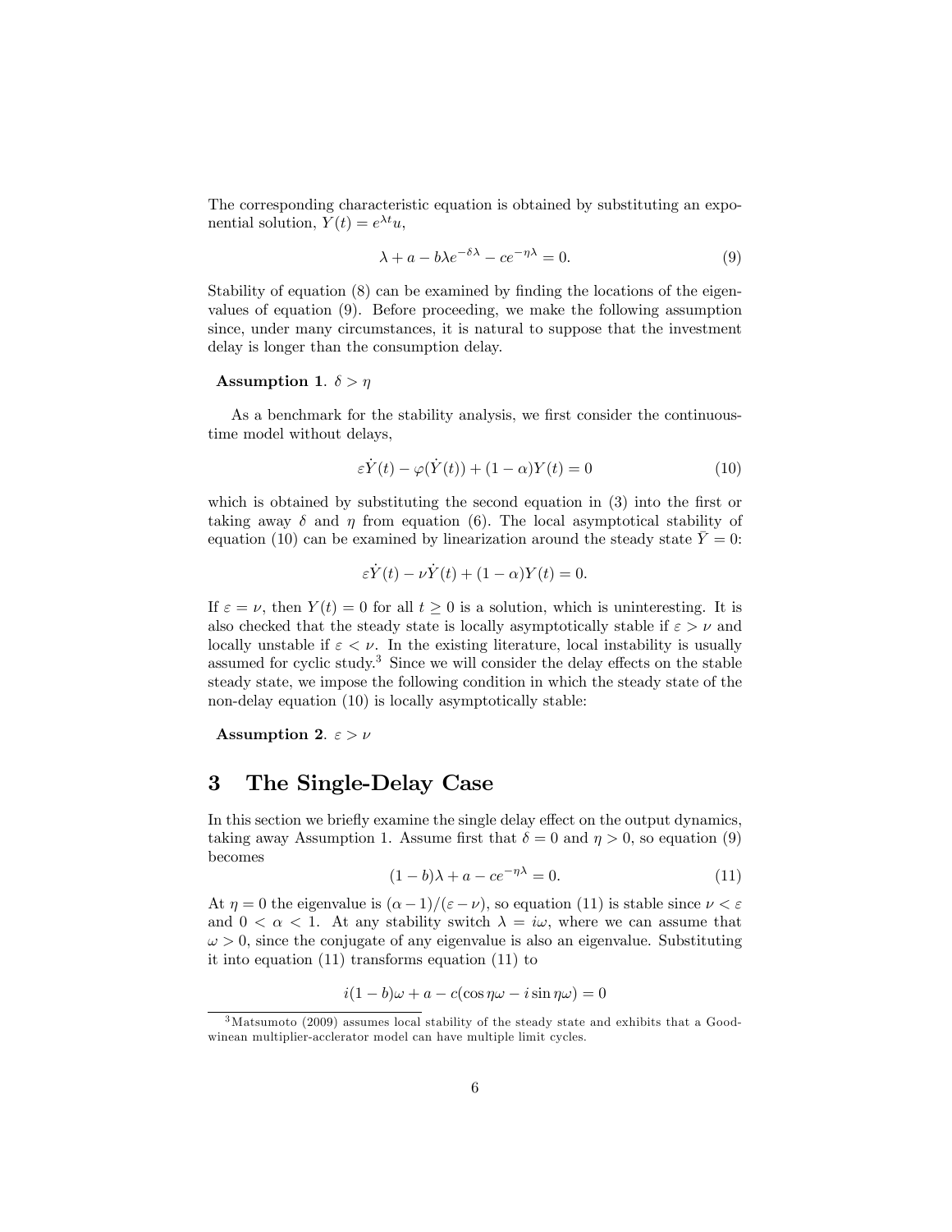The corresponding characteristic equation is obtained by substituting an exponential solution, $Y(t) = e^{\lambda t}u$,

$$\lambda + a - b\lambda e^{-\delta\lambda} - ce^{-\eta\lambda} = 0. \tag{9}$$

Stability of equation (8) can be examined by finding the locations of the eigenvalues of equation (9). Before proceeding, we make the following assumption since, under many circumstances, it is natural to suppose that the investment delay is longer than the consumption delay.

**Assumption 1**. $\delta > \eta$

As a benchmark for the stability analysis, we first consider the continuous-time model without delays,

$$\varepsilon\dot{Y}(t) - \varphi(\dot{Y}(t)) + (1-\alpha)Y(t) = 0 \tag{10}$$

which is obtained by substituting the second equation in (3) into the first or taking away $\delta$ and $\eta$ from equation (6). The local asymptotical stability of equation (10) can be examined by linearization around the steady state $\bar{Y} = 0$:

$$\varepsilon\dot{Y}(t) - \nu\dot{Y}(t) + (1-\alpha)Y(t) = 0.$$

If $\varepsilon = \nu$, then $Y(t) = 0$ for all $t \geq 0$ is a solution, which is uninteresting. It is also checked that the steady state is locally asymptotically stable if $\varepsilon > \nu$ and locally unstable if $\varepsilon < \nu$. In the existing literature, local instability is usually assumed for cyclic study.[3] Since we will consider the delay effects on the stable steady state, we impose the following condition in which the steady state of the non-delay equation (10) is locally asymptotically stable:

**Assumption 2**. $\varepsilon > \nu$

# 3 The Single-Delay Case

In this section we briefly examine the single delay effect on the output dynamics, taking away Assumption 1. Assume first that $\delta = 0$ and $\eta > 0$, so equation (9) becomes

$$(1-b)\lambda + a - ce^{-\eta\lambda} = 0. \tag{11}$$

At $\eta = 0$ the eigenvalue is $(\alpha - 1)/(\varepsilon - \nu)$, so equation (11) is stable since $\nu < \varepsilon$ and $0 < \alpha < 1$. At any stability switch $\lambda = i\omega$, where we can assume that $\omega > 0$, since the conjugate of any eigenvalue is also an eigenvalue. Substituting it into equation (11) transforms equation (11) to

$$i(1-b)\omega + a - c(\cos\eta\omega - i\sin\eta\omega) = 0$$

[3] Matsumoto (2009) assumes local stability of the steady state and exhibits that a Goodwinean multiplier-acclerator model can have multiple limit cycles.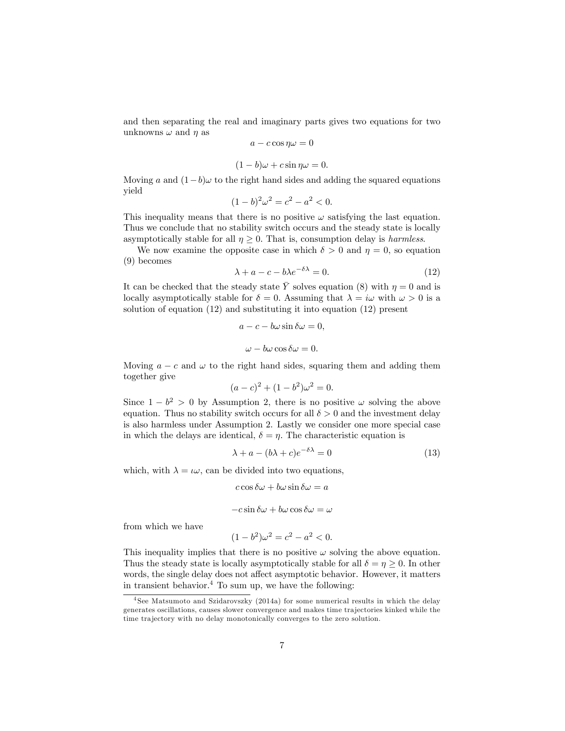and then separating the real and imaginary parts gives two equations for two unknowns $\omega$ and $\eta$ as

$$a - c\cos\eta\omega = 0$$

$$(1-b)\omega + c\sin\eta\omega = 0.$$

Moving $a$ and $(1-b)\omega$ to the right hand sides and adding the squared equations yield

$$(1-b)^2\omega^2 = c^2 - a^2 < 0.$$

This inequality means that there is no positive $\omega$ satisfying the last equation. Thus we conclude that no stability switch occurs and the steady state is locally asymptotically stable for all $\eta \geq 0$. That is, consumption delay is *harmless*.

We now examine the opposite case in which $\delta > 0$ and $\eta = 0$, so equation (9) becomes

$$\lambda + a - c - b\lambda e^{-\delta\lambda} = 0. \tag{12}$$

It can be checked that the steady state $\bar{Y}$ solves equation (8) with $\eta = 0$ and is locally asymptotically stable for $\delta = 0$. Assuming that $\lambda = i\omega$ with $\omega > 0$ is a solution of equation (12) and substituting it into equation (12) present

$$a - c - b\omega\sin\delta\omega = 0,$$

$$\omega - b\omega\cos\delta\omega = 0.$$

Moving $a - c$ and $\omega$ to the right hand sides, squaring them and adding them together give

$$(a-c)^2 + (1-b^2)\omega^2 = 0.$$

Since $1 - b^2 > 0$ by Assumption 2, there is no positive $\omega$ solving the above equation. Thus no stability switch occurs for all $\delta > 0$ and the investment delay is also harmless under Assumption 2. Lastly we consider one more special case in which the delays are identical, $\delta = \eta$. The characteristic equation is

$$\lambda + a - (b\lambda + c)e^{-\delta\lambda} = 0 \tag{13}$$

which, with $\lambda = \iota\omega$, can be divided into two equations,

$$c\cos\delta\omega + b\omega\sin\delta\omega = a$$

$$-c\sin\delta\omega + b\omega\cos\delta\omega = \omega$$

from which we have

$$(1-b^2)\omega^2 = c^2 - a^2 < 0.$$

This inequality implies that there is no positive $\omega$ solving the above equation. Thus the steady state is locally asymptotically stable for all $\delta = \eta \geq 0$. In other words, the single delay does not affect asymptotic behavior. However, it matters in transient behavior.[4] To sum up, we have the following:

[4] See Matsumoto and Szidarovszky (2014a) for some numerical results in which the delay generates oscillations, causes slower convergence and makes time trajectories kinked while the time trajectory with no delay monotonically converges to the zero solution.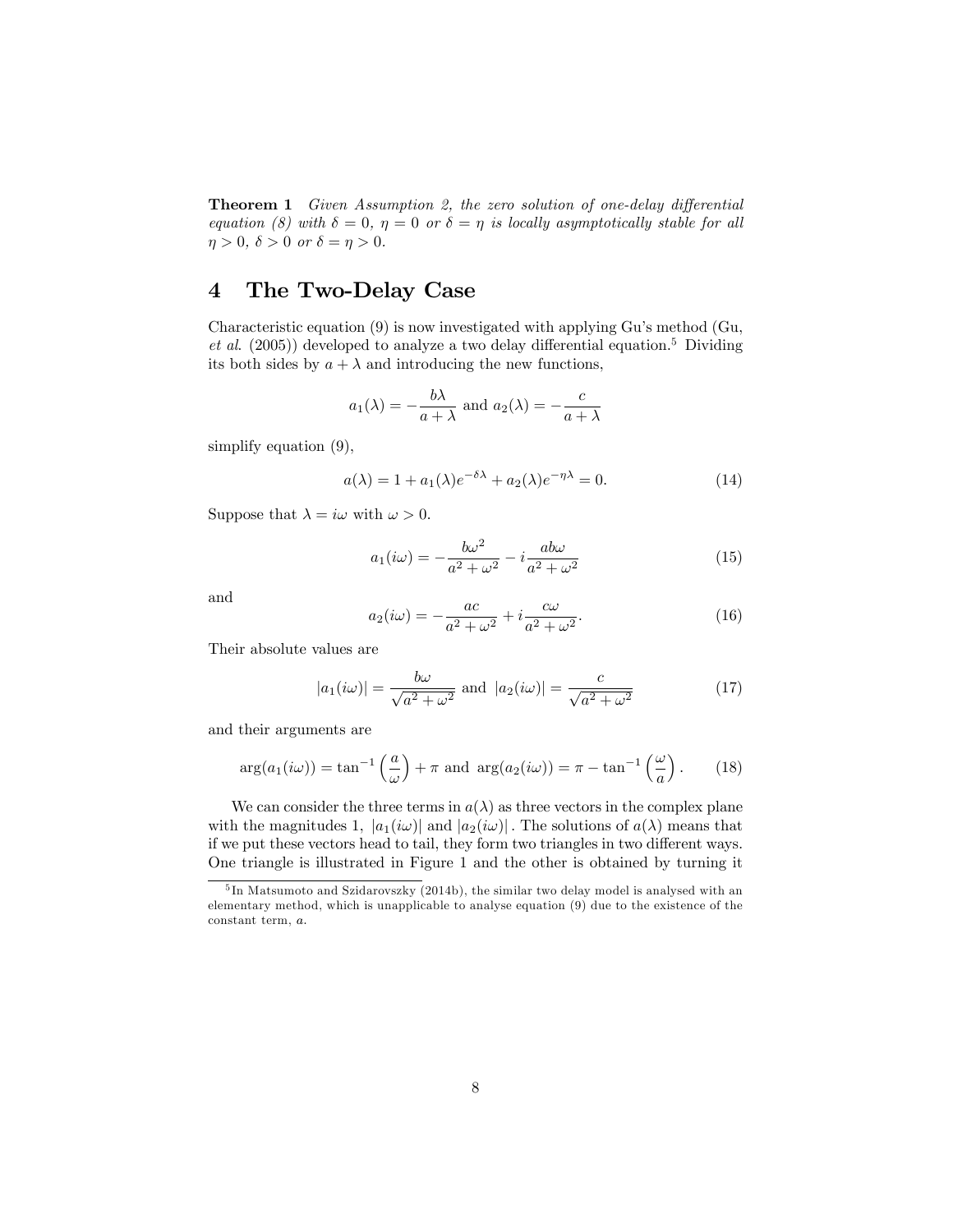**Theorem 1** *Given Assumption 2, the zero solution of one-delay differential equation (8) with $\delta = 0$, $\eta = 0$ or $\delta = \eta$ is locally asymptotically stable for all $\eta > 0$, $\delta > 0$ or $\delta = \eta > 0$.*

## 4 The Two-Delay Case

Characteristic equation (9) is now investigated with applying Gu's method (Gu, *et al*. (2005)) developed to analyze a two delay differential equation.[5] Dividing its both sides by $a + \lambda$ and introducing the new functions,

$$a_1(\lambda) = -\frac{b\lambda}{a+\lambda} \text{ and } a_2(\lambda) = -\frac{c}{a+\lambda}$$

simplify equation (9),

$$a(\lambda) = 1 + a_1(\lambda)e^{-\delta\lambda} + a_2(\lambda)e^{-\eta\lambda} = 0. \tag{14}$$

Suppose that $\lambda = i\omega$ with $\omega > 0$.

$$a_1(i\omega) = -\frac{b\omega^2}{a^2+\omega^2} - i\frac{ab\omega}{a^2+\omega^2} \tag{15}$$

and

$$a_2(i\omega) = -\frac{ac}{a^2+\omega^2} + i\frac{c\omega}{a^2+\omega^2}. \tag{16}$$

Their absolute values are

$$|a_1(i\omega)| = \frac{b\omega}{\sqrt{a^2+\omega^2}} \text{ and } |a_2(i\omega)| = \frac{c}{\sqrt{a^2+\omega^2}} \tag{17}$$

and their arguments are

$$\arg(a_1(i\omega)) = \tan^{-1}\left(\frac{a}{\omega}\right) + \pi \text{ and } \arg(a_2(i\omega)) = \pi - \tan^{-1}\left(\frac{\omega}{a}\right). \tag{18}$$

We can consider the three terms in $a(\lambda)$ as three vectors in the complex plane with the magnitudes 1, $|a_1(i\omega)|$ and $|a_2(i\omega)|$. The solutions of $a(\lambda)$ means that if we put these vectors head to tail, they form two triangles in two different ways. One triangle is illustrated in Figure 1 and the other is obtained by turning it

[5] In Matsumoto and Szidarovszky (2014b), the similar two delay model is analysed with an elementary method, which is unapplicable to analyse equation (9) due to the existence of the constant term, $a$.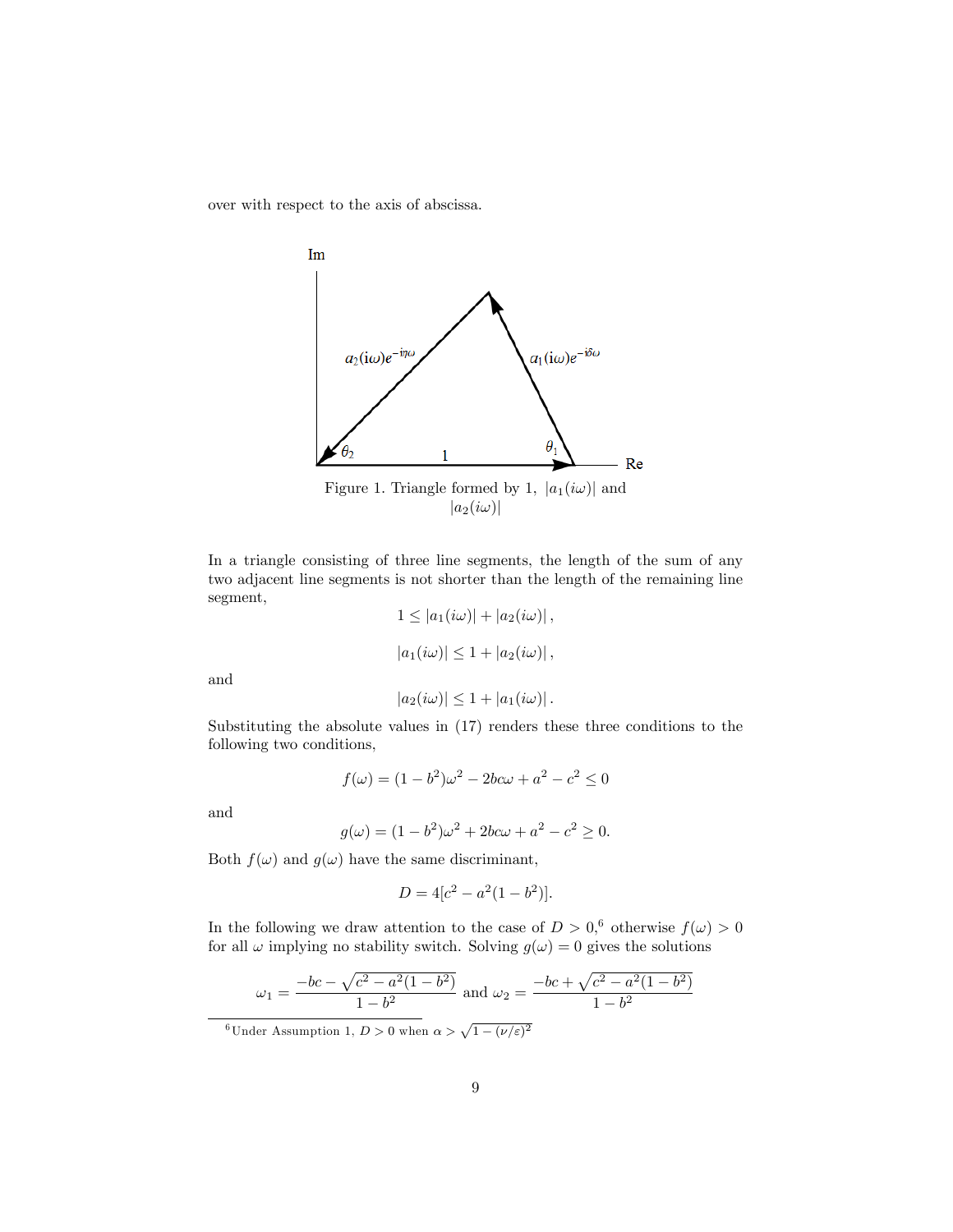over with respect to the axis of abscissa.

Figure 1. Triangle formed by 1, $|a_1(i\omega)|$ and $|a_2(i\omega)|$

In a triangle consisting of three line segments, the length of the sum of any two adjacent line segments is not shorter than the length of the remaining line segment,

$$1 \leq |a_1(i\omega)| + |a_2(i\omega)|,$$

$$|a_1(i\omega)| \leq 1 + |a_2(i\omega)|,$$

and

$$|a_2(i\omega)| \leq 1 + |a_1(i\omega)|.$$

Substituting the absolute values in (17) renders these three conditions to the following two conditions,

$$f(\omega) = (1-b^2)\omega^2 - 2bc\omega + a^2 - c^2 \leq 0$$

and

$$g(\omega) = (1-b^2)\omega^2 + 2bc\omega + a^2 - c^2 \geq 0.$$

Both $f(\omega)$ and $g(\omega)$ have the same discriminant,

$$D = 4[c^2 - a^2(1-b^2)].$$

In the following we draw attention to the case of $D > 0$,[6] otherwise $f(\omega) > 0$ for all $\omega$ implying no stability switch. Solving $g(\omega) = 0$ gives the solutions

$$\omega_1 = \frac{-bc - \sqrt{c^2 - a^2(1-b^2)}}{1-b^2} \text{ and } \omega_2 = \frac{-bc + \sqrt{c^2 - a^2(1-b^2)}}{1-b^2}$$

[6] Under Assumption 1, $D > 0$ when $\alpha > \sqrt{1-(\nu/\varepsilon)^2}$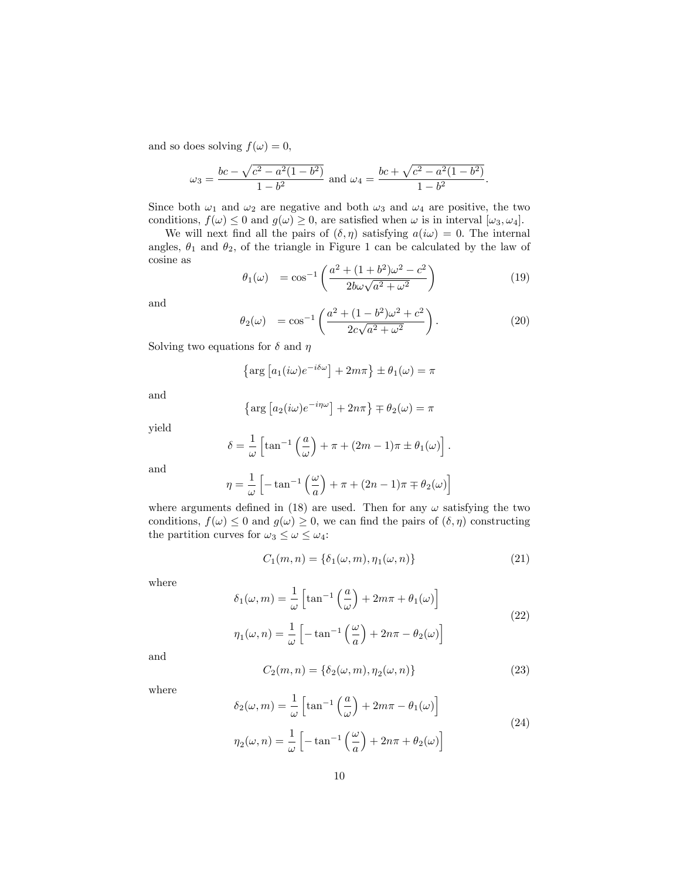and so does solving $f(\omega) = 0$,

$$\omega_3 = \frac{bc - \sqrt{c^2 - a^2(1-b^2)}}{1-b^2} \text{ and } \omega_4 = \frac{bc + \sqrt{c^2 - a^2(1-b^2)}}{1-b^2}.$$

Since both $\omega_1$ and $\omega_2$ are negative and both $\omega_3$ and $\omega_4$ are positive, the two conditions, $f(\omega) \leq 0$ and $g(\omega) \geq 0$, are satisfied when $\omega$ is in interval $[\omega_3, \omega_4]$.

We will next find all the pairs of $(\delta, \eta)$ satisfying $a(i\omega) = 0$. The internal angles, $\theta_1$ and $\theta_2$, of the triangle in Figure 1 can be calculated by the law of cosine as

$$\theta_1(\omega) \quad = \cos^{-1}\left(\frac{a^2 + (1+b^2)\omega^2 - c^2}{2b\omega\sqrt{a^2+\omega^2}}\right) \tag{19}$$

and

$$\theta_2(\omega) \quad = \cos^{-1}\left(\frac{a^2 + (1-b^2)\omega^2 + c^2}{2c\sqrt{a^2+\omega^2}}\right). \tag{20}$$

Solving two equations for $\delta$ and $\eta$

$$\left\{\arg\left[a_1(i\omega)e^{-i\delta\omega}\right] + 2m\pi\right\} \pm \theta_1(\omega) = \pi$$

and

$$\left\{\arg\left[a_2(i\omega)e^{-i\eta\omega}\right] + 2n\pi\right\} \mp \theta_2(\omega) = \pi$$

yield

$$\delta = \frac{1}{\omega}\left[\tan^{-1}\left(\frac{a}{\omega}\right) + \pi + (2m-1)\pi \pm \theta_1(\omega)\right].$$

and

$$\eta = \frac{1}{\omega}\left[-\tan^{-1}\left(\frac{\omega}{a}\right) + \pi + (2n-1)\pi \mp \theta_2(\omega)\right]$$

where arguments defined in (18) are used. Then for any $\omega$ satisfying the two conditions, $f(\omega) \leq 0$ and $g(\omega) \geq 0$, we can find the pairs of $(\delta, \eta)$ constructing the partition curves for $\omega_3 \leq \omega \leq \omega_4$:

$$C_1(m,n) = \{\delta_1(\omega, m), \eta_1(\omega, n)\} \tag{21}$$

where

$$\begin{aligned} \delta_1(\omega, m) &= \frac{1}{\omega}\left[\tan^{-1}\left(\frac{a}{\omega}\right) + 2m\pi + \theta_1(\omega)\right] \\ \eta_1(\omega, n) &= \frac{1}{\omega}\left[-\tan^{-1}\left(\frac{\omega}{a}\right) + 2n\pi - \theta_2(\omega)\right] \end{aligned} \tag{22}$$

and

$$C_2(m,n) = \{\delta_2(\omega, m), \eta_2(\omega, n)\} \tag{23}$$

where

$$\begin{aligned} \delta_2(\omega, m) &= \frac{1}{\omega}\left[\tan^{-1}\left(\frac{a}{\omega}\right) + 2m\pi - \theta_1(\omega)\right] \\ \eta_2(\omega, n) &= \frac{1}{\omega}\left[-\tan^{-1}\left(\frac{\omega}{a}\right) + 2n\pi + \theta_2(\omega)\right] \end{aligned} \tag{24}$$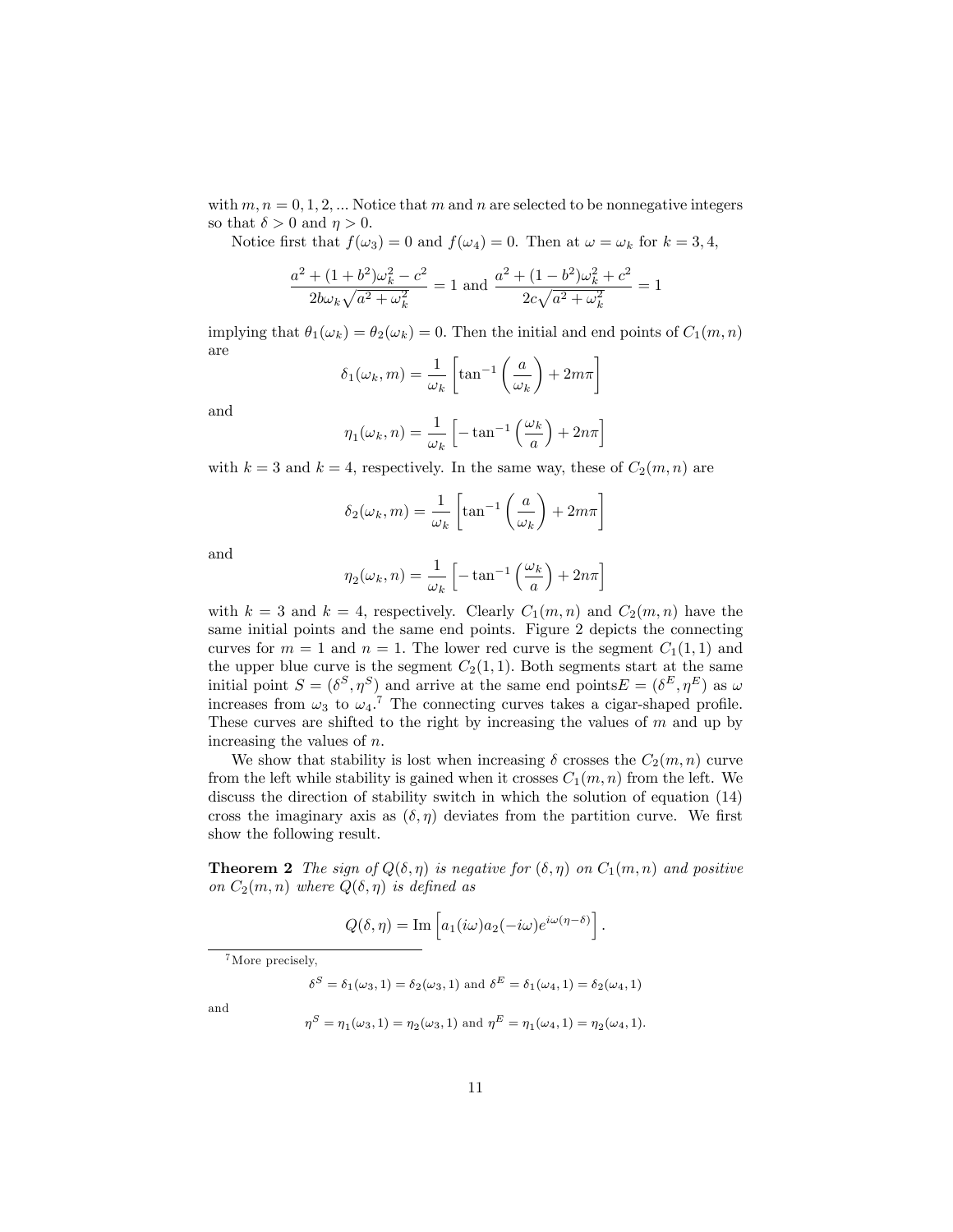with $m, n = 0, 1, 2, ...$ Notice that $m$ and $n$ are selected to be nonnegative integers so that $\delta > 0$ and $\eta > 0$.

Notice first that $f(\omega_3) = 0$ and $f(\omega_4) = 0$. Then at $\omega = \omega_k$ for $k = 3, 4$,

$$\frac{a^2 + (1+b^2)\omega_k^2 - c^2}{2b\omega_k\sqrt{a^2+\omega_k^2}} = 1 \text{ and } \frac{a^2 + (1-b^2)\omega_k^2 + c^2}{2c\sqrt{a^2+\omega_k^2}} = 1$$

implying that $\theta_1(\omega_k) = \theta_2(\omega_k) = 0$. Then the initial and end points of $C_1(m, n)$ are

$$\delta_1(\omega_k, m) = \frac{1}{\omega_k}\left[\tan^{-1}\left(\frac{a}{\omega_k}\right) + 2m\pi\right]$$

and

$$\eta_1(\omega_k, n) = \frac{1}{\omega_k}\left[-\tan^{-1}\left(\frac{\omega_k}{a}\right) + 2n\pi\right]$$

with $k = 3$ and $k = 4$, respectively. In the same way, these of $C_2(m, n)$ are

$$\delta_2(\omega_k, m) = \frac{1}{\omega_k}\left[\tan^{-1}\left(\frac{a}{\omega_k}\right) + 2m\pi\right]$$

and

$$\eta_2(\omega_k, n) = \frac{1}{\omega_k}\left[-\tan^{-1}\left(\frac{\omega_k}{a}\right) + 2n\pi\right]$$

with $k = 3$ and $k = 4$, respectively. Clearly $C_1(m, n)$ and $C_2(m, n)$ have the same initial points and the same end points. Figure 2 depicts the connecting curves for $m = 1$ and $n = 1$. The lower red curve is the segment $C_1(1, 1)$ and the upper blue curve is the segment $C_2(1, 1)$. Both segments start at the same initial point $S = (\delta^S, \eta^S)$ and arrive at the same end points$E = (\delta^E, \eta^E)$ as $\omega$ increases from $\omega_3$ to $\omega_4$.[7] The connecting curves takes a cigar-shaped profile. These curves are shifted to the right by increasing the values of $m$ and up by increasing the values of $n$.

We show that stability is lost when increasing $\delta$ crosses the $C_2(m, n)$ curve from the left while stability is gained when it crosses $C_1(m, n)$ from the left. We discuss the direction of stability switch in which the solution of equation (14) cross the imaginary axis as $(\delta, \eta)$ deviates from the partition curve. We first show the following result.

**Theorem 2** *The sign of $Q(\delta, \eta)$ is negative for $(\delta, \eta)$ on $C_1(m, n)$ and positive on $C_2(m, n)$ where $Q(\delta, \eta)$ is defined as*

$$Q(\delta, \eta) = \text{Im}\left[a_1(i\omega)a_2(-i\omega)e^{i\omega(\eta-\delta)}\right].$$

[7] More precisely,

$$\delta^S = \delta_1(\omega_3, 1) = \delta_2(\omega_3, 1) \text{ and } \delta^E = \delta_1(\omega_4, 1) = \delta_2(\omega_4, 1)$$

and

$$\eta^S = \eta_1(\omega_3, 1) = \eta_2(\omega_3, 1) \text{ and } \eta^E = \eta_1(\omega_4, 1) = \eta_2(\omega_4, 1).$$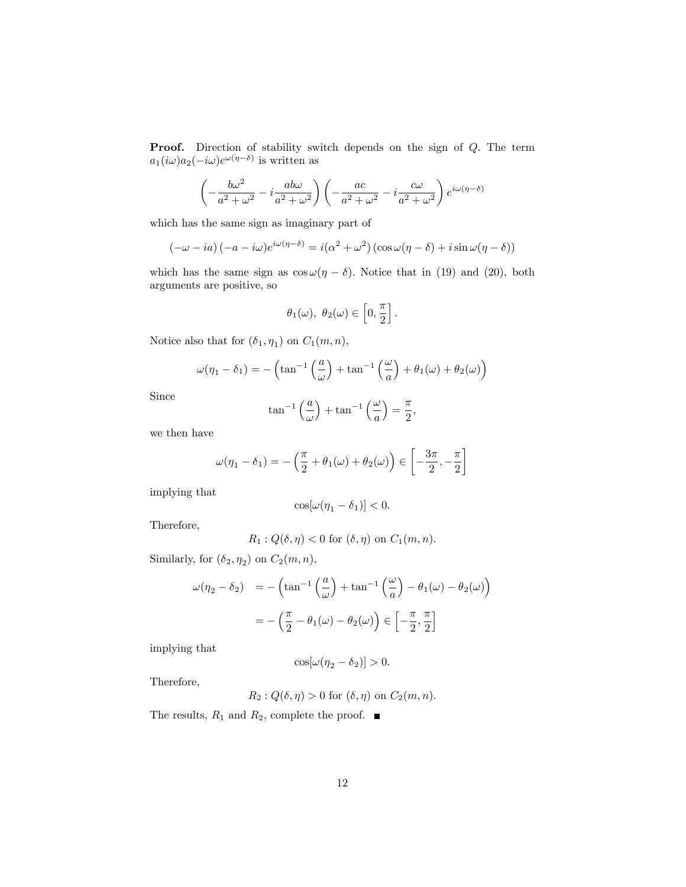**Proof.** Direction of stability switch depends on the sign of $Q$. The term $a_1(i\omega)a_2(-i\omega)e^{\omega(\eta-\delta)}$ is written as

$$\left(-\frac{b\omega^2}{a^2+\omega^2} - i\frac{ab\omega}{a^2+\omega^2}\right)\left(-\frac{ac}{a^2+\omega^2} - i\frac{c\omega}{a^2+\omega^2}\right)e^{i\omega(\eta-\delta)}$$

which has the same sign as imaginary part of

$$(-\omega - ia)(-a - i\omega)e^{i\omega(\eta-\delta)} = i(\alpha^2+\omega^2)(\cos\omega(\eta-\delta) + i\sin\omega(\eta-\delta))$$

which has the same sign as $\cos\omega(\eta-\delta)$. Notice that in (19) and (20), both arguments are positive, so

$$\theta_1(\omega),\ \theta_2(\omega) \in \left[0, \frac{\pi}{2}\right].$$

Notice also that for $(\delta_1, \eta_1)$ on $C_1(m,n)$,

$$\omega(\eta_1 - \delta_1) = -\left(\tan^{-1}\left(\frac{a}{\omega}\right) + \tan^{-1}\left(\frac{\omega}{a}\right) + \theta_1(\omega) + \theta_2(\omega)\right)$$

Since

$$\tan^{-1}\left(\frac{a}{\omega}\right) + \tan^{-1}\left(\frac{\omega}{a}\right) = \frac{\pi}{2},$$

we then have

$$\omega(\eta_1 - \delta_1) = -\left(\frac{\pi}{2} + \theta_1(\omega) + \theta_2(\omega)\right) \in \left[-\frac{3\pi}{2}, -\frac{\pi}{2}\right]$$

implying that

$$\cos[\omega(\eta_1 - \delta_1)] < 0.$$

Therefore,

$$R_1 : Q(\delta, \eta) < 0 \text{ for } (\delta, \eta) \text{ on } C_1(m,n).$$

Similarly, for $(\delta_2, \eta_2)$ on $C_2(m,n)$,

$$\begin{aligned}
\omega(\eta_2 - \delta_2) &= -\left(\tan^{-1}\left(\frac{a}{\omega}\right) + \tan^{-1}\left(\frac{\omega}{a}\right) - \theta_1(\omega) - \theta_2(\omega)\right) \\
&= -\left(\frac{\pi}{2} - \theta_1(\omega) - \theta_2(\omega)\right) \in \left[-\frac{\pi}{2}, \frac{\pi}{2}\right]
\end{aligned}$$

implying that

$$\cos[\omega(\eta_2 - \delta_2)] > 0.$$

Therefore,

$$R_2 : Q(\delta, \eta) > 0 \text{ for } (\delta, \eta) \text{ on } C_2(m,n).$$

The results, $R_1$ and $R_2$, complete the proof. ∎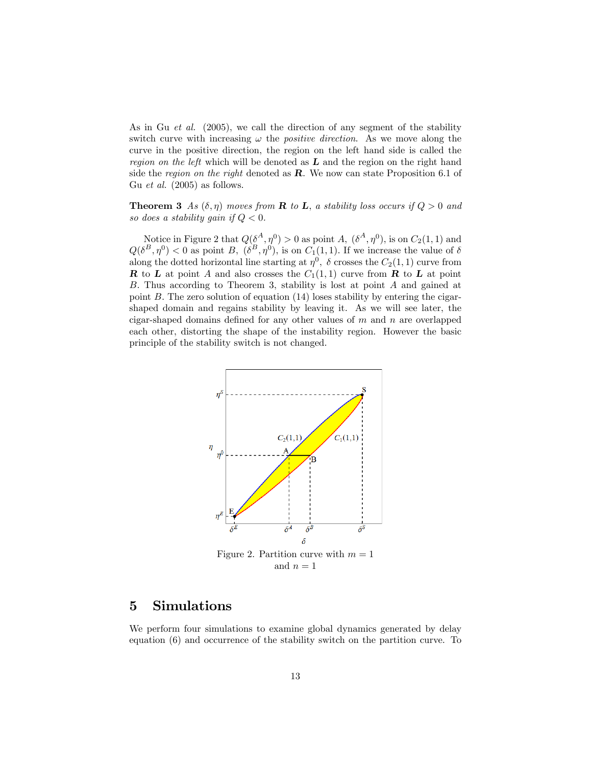As in Gu *et al.* (2005), we call the direction of any segment of the stability switch curve with increasing $\omega$ the *positive direction*. As we move along the curve in the positive direction, the region on the left hand side is called the *region on the left* which will be denoted as $\boldsymbol{L}$ and the region on the right hand side the *region on the right* denoted as $\boldsymbol{R}$. We now can state Proposition 6.1 of Gu *et al.* (2005) as follows.

**Theorem 3** *As $(\delta, \eta)$ moves from $\boldsymbol{R}$ to $\boldsymbol{L}$, a stability loss occurs if $Q > 0$ and so does a stability gain if $Q < 0$.*

Notice in Figure 2 that $Q(\delta^A, \eta^0) > 0$ as point $A$, $(\delta^A, \eta^0)$, is on $C_2(1,1)$ and $Q(\delta^B, \eta^0) < 0$ as point $B$, $(\delta^B, \eta^0)$, is on $C_1(1,1)$. If we increase the value of $\delta$ along the dotted horizontal line starting at $\eta^0$, $\delta$ crosses the $C_2(1,1)$ curve from $\boldsymbol{R}$ to $\boldsymbol{L}$ at point $A$ and also crosses the $C_1(1,1)$ curve from $\boldsymbol{R}$ to $\boldsymbol{L}$ at point $B$. Thus according to Theorem 3, stability is lost at point $A$ and gained at point $B$. The zero solution of equation (14) loses stability by entering the cigar-shaped domain and regains stability by leaving it. As we will see later, the cigar-shaped domains defined for any other values of $m$ and $n$ are overlapped each other, distorting the shape of the instability region. However the basic principle of the stability switch is not changed.

Figure 2. Partition curve with $m = 1$ and $n = 1$

## 5 Simulations

We perform four simulations to examine global dynamics generated by delay equation (6) and occurrence of the stability switch on the partition curve. To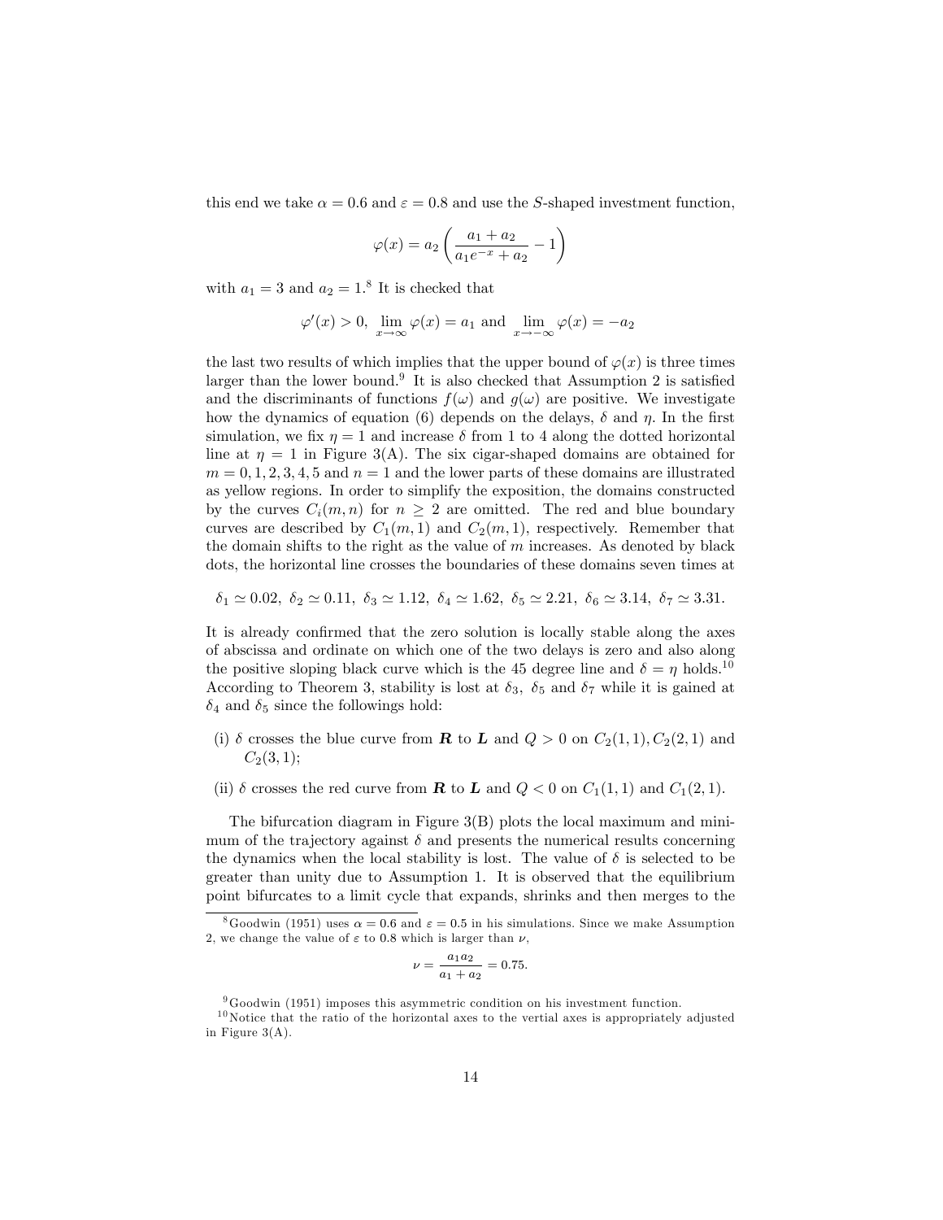this end we take $\alpha = 0.6$ and $\varepsilon = 0.8$ and use the $S$-shaped investment function,

$$\varphi(x) = a_2 \left( \frac{a_1 + a_2}{a_1 e^{-x} + a_2} - 1 \right)$$

with $a_1 = 3$ and $a_2 = 1$.[8] It is checked that

$$\varphi'(x) > 0, \ \lim_{x \to \infty} \varphi(x) = a_1 \text{ and } \lim_{x \to -\infty} \varphi(x) = -a_2$$

the last two results of which implies that the upper bound of $\varphi(x)$ is three times larger than the lower bound.[9] It is also checked that Assumption 2 is satisfied and the discriminants of functions $f(\omega)$ and $g(\omega)$ are positive. We investigate how the dynamics of equation (6) depends on the delays, $\delta$ and $\eta$. In the first simulation, we fix $\eta = 1$ and increase $\delta$ from 1 to 4 along the dotted horizontal line at $\eta = 1$ in Figure 3(A). The six cigar-shaped domains are obtained for $m = 0, 1, 2, 3, 4, 5$ and $n = 1$ and the lower parts of these domains are illustrated as yellow regions. In order to simplify the exposition, the domains constructed by the curves $C_i(m, n)$ for $n \geq 2$ are omitted. The red and blue boundary curves are described by $C_1(m, 1)$ and $C_2(m, 1)$, respectively. Remember that the domain shifts to the right as the value of $m$ increases. As denoted by black dots, the horizontal line crosses the boundaries of these domains seven times at

$$\delta_1 \simeq 0.02, \ \delta_2 \simeq 0.11, \ \delta_3 \simeq 1.12, \ \delta_4 \simeq 1.62, \ \delta_5 \simeq 2.21, \ \delta_6 \simeq 3.14, \ \delta_7 \simeq 3.31.$$

It is already confirmed that the zero solution is locally stable along the axes of abscissa and ordinate on which one of the two delays is zero and also along the positive sloping black curve which is the 45 degree line and $\delta = \eta$ holds.[10] According to Theorem 3, stability is lost at $\delta_3$, $\delta_5$ and $\delta_7$ while it is gained at $\delta_4$ and $\delta_5$ since the followings hold:

(i) $\delta$ crosses the blue curve from $\boldsymbol{R}$ to $\boldsymbol{L}$ and $Q > 0$ on $C_2(1, 1), C_2(2, 1)$ and $C_2(3, 1)$;

(ii) $\delta$ crosses the red curve from $\boldsymbol{R}$ to $\boldsymbol{L}$ and $Q < 0$ on $C_1(1, 1)$ and $C_1(2, 1)$.

The bifurcation diagram in Figure 3(B) plots the local maximum and minimum of the trajectory against $\delta$ and presents the numerical results concerning the dynamics when the local stability is lost. The value of $\delta$ is selected to be greater than unity due to Assumption 1. It is observed that the equilibrium point bifurcates to a limit cycle that expands, shrinks and then merges to the

---

[8] Goodwin (1951) uses $\alpha = 0.6$ and $\varepsilon = 0.5$ in his simulations. Since we make Assumption 2, we change the value of $\varepsilon$ to 0.8 which is larger than $\nu$,

$$\nu = \frac{a_1 a_2}{a_1 + a_2} = 0.75.$$

[9] Goodwin (1951) imposes this asymmetric condition on his investment function.

[10] Notice that the ratio of the horizontal axes to the vertial axes is appropriately adjusted in Figure 3(A).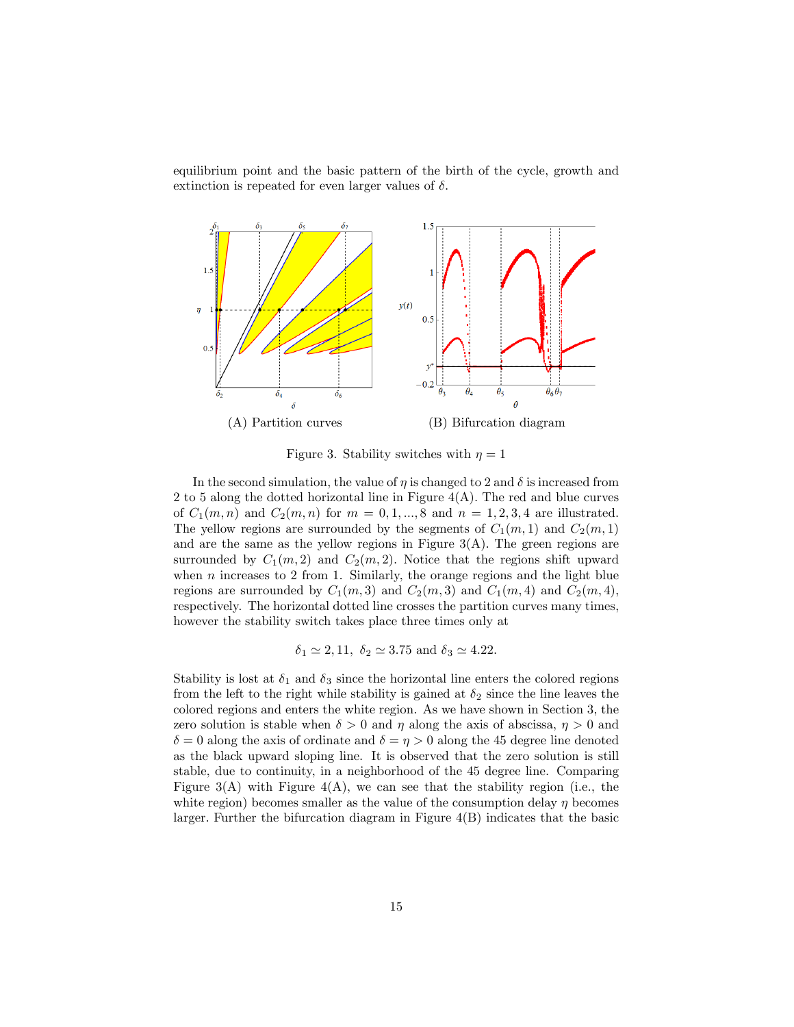equilibrium point and the basic pattern of the birth of the cycle, growth and extinction is repeated for even larger values of $\delta$.

(A) Partition curves (B) Bifurcation diagram

Figure 3. Stability switches with $\eta = 1$

In the second simulation, the value of $\eta$ is changed to 2 and $\delta$ is increased from 2 to 5 along the dotted horizontal line in Figure 4(A). The red and blue curves of $C_1(m, n)$ and $C_2(m, n)$ for $m = 0, 1, ..., 8$ and $n = 1, 2, 3, 4$ are illustrated. The yellow regions are surrounded by the segments of $C_1(m, 1)$ and $C_2(m, 1)$ and are the same as the yellow regions in Figure 3(A). The green regions are surrounded by $C_1(m, 2)$ and $C_2(m, 2)$. Notice that the regions shift upward when $n$ increases to 2 from 1. Similarly, the orange regions and the light blue regions are surrounded by $C_1(m, 3)$ and $C_2(m, 3)$ and $C_1(m, 4)$ and $C_2(m, 4)$, respectively. The horizontal dotted line crosses the partition curves many times, however the stability switch takes place three times only at

$$\delta_1 \simeq 2, 11, \ \delta_2 \simeq 3.75 \text{ and } \delta_3 \simeq 4.22.$$

Stability is lost at $\delta_1$ and $\delta_3$ since the horizontal line enters the colored regions from the left to the right while stability is gained at $\delta_2$ since the line leaves the colored regions and enters the white region. As we have shown in Section 3, the zero solution is stable when $\delta > 0$ and $\eta$ along the axis of abscissa, $\eta > 0$ and $\delta = 0$ along the axis of ordinate and $\delta = \eta > 0$ along the 45 degree line denoted as the black upward sloping line. It is observed that the zero solution is still stable, due to continuity, in a neighborhood of the 45 degree line. Comparing Figure 3(A) with Figure 4(A), we can see that the stability region (i.e., the white region) becomes smaller as the value of the consumption delay $\eta$ becomes larger. Further the bifurcation diagram in Figure 4(B) indicates that the basic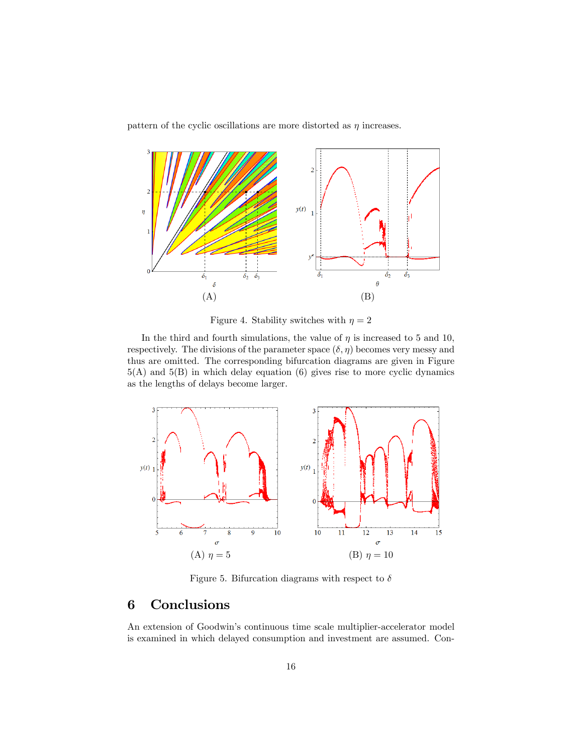pattern of the cyclic oscillations are more distorted as $\eta$ increases.

(A) (B)

Figure 4. Stability switches with $\eta = 2$

In the third and fourth simulations, the value of $\eta$ is increased to 5 and 10, respectively. The divisions of the parameter space $(\delta, \eta)$ becomes very messy and thus are omitted. The corresponding bifurcation diagrams are given in Figure 5(A) and 5(B) in which delay equation (6) gives rise to more cyclic dynamics as the lengths of delays become larger.

(A) $\eta = 5$ (B) $\eta = 10$

Figure 5. Bifurcation diagrams with respect to $\delta$

# 6 Conclusions

An extension of Goodwin's continuous time scale multiplier-accelerator model is examined in which delayed consumption and investment are assumed. Con-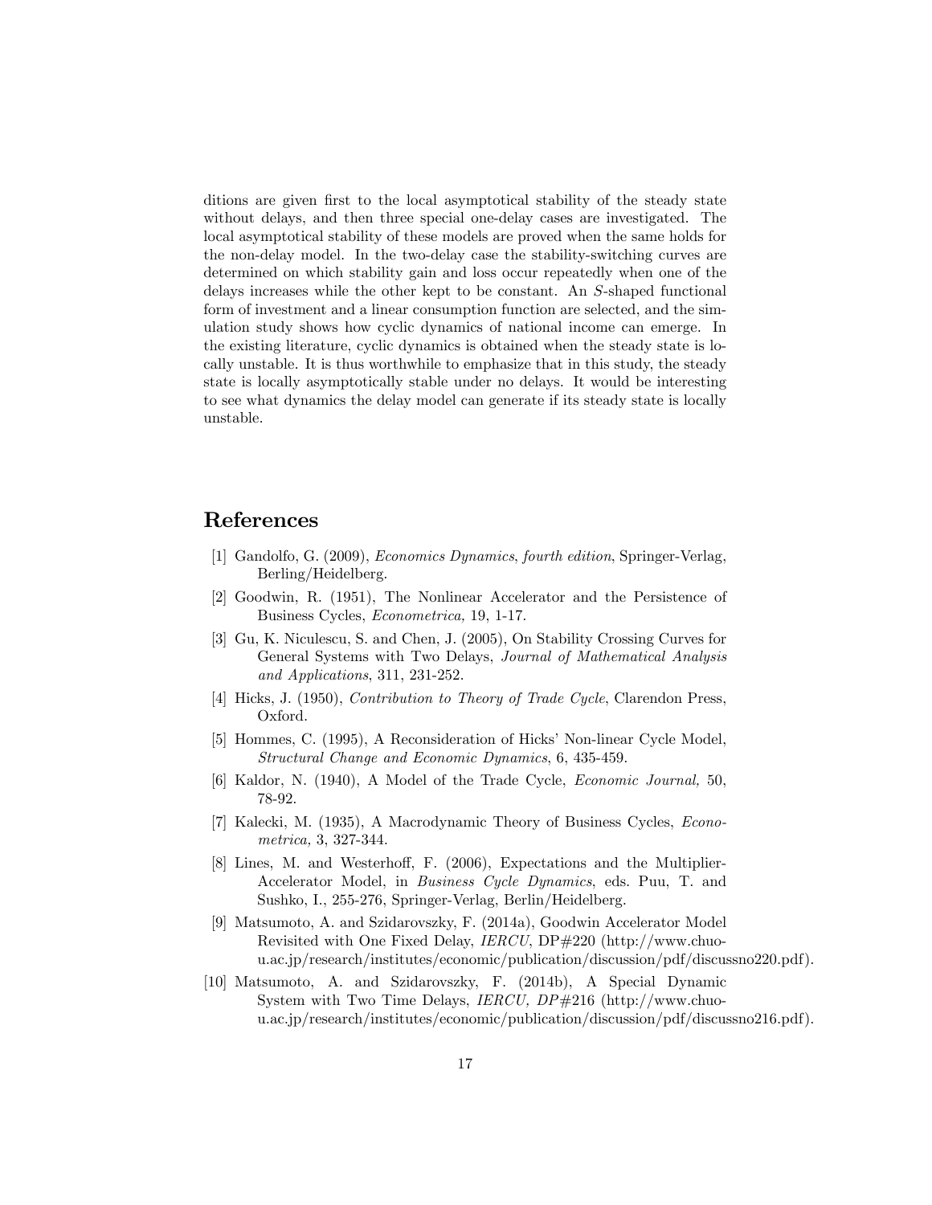ditions are given first to the local asymptotical stability of the steady state without delays, and then three special one-delay cases are investigated. The local asymptotical stability of these models are proved when the same holds for the non-delay model. In the two-delay case the stability-switching curves are determined on which stability gain and loss occur repeatedly when one of the delays increases while the other kept to be constant. An $S$-shaped functional form of investment and a linear consumption function are selected, and the simulation study shows how cyclic dynamics of national income can emerge. In the existing literature, cyclic dynamics is obtained when the steady state is locally unstable. It is thus worthwhile to emphasize that in this study, the steady state is locally asymptotically stable under no delays. It would be interesting to see what dynamics the delay model can generate if its steady state is locally unstable.

# References

[1] Gandolfo, G. (2009), *Economics Dynamics*, *fourth edition*, Springer-Verlag, Berling/Heidelberg.

[2] Goodwin, R. (1951), The Nonlinear Accelerator and the Persistence of Business Cycles, *Econometrica,* 19, 1-17.

[3] Gu, K. Niculescu, S. and Chen, J. (2005), On Stability Crossing Curves for General Systems with Two Delays, *Journal of Mathematical Analysis and Applications*, 311, 231-252.

[4] Hicks, J. (1950), *Contribution to Theory of Trade Cycle*, Clarendon Press, Oxford.

[5] Hommes, C. (1995), A Reconsideration of Hicks' Non-linear Cycle Model, *Structural Change and Economic Dynamics*, 6, 435-459.

[6] Kaldor, N. (1940), A Model of the Trade Cycle, *Economic Journal,* 50, 78-92.

[7] Kalecki, M. (1935), A Macrodynamic Theory of Business Cycles, *Econometrica,* 3, 327-344.

[8] Lines, M. and Westerhoff, F. (2006), Expectations and the Multiplier-Accelerator Model, in *Business Cycle Dynamics*, eds. Puu, T. and Sushko, I., 255-276, Springer-Verlag, Berlin/Heidelberg.

[9] Matsumoto, A. and Szidarovszky, F. (2014a), Goodwin Accelerator Model Revisited with One Fixed Delay, *IERCU*, DP#220 (http://www.chuo-u.ac.jp/research/institutes/economic/publication/discussion/pdf/discussno220.pdf).

[10] Matsumoto, A. and Szidarovszky, F. (2014b), A Special Dynamic System with Two Time Delays, *IERCU, DP#216* (http://www.chuo-u.ac.jp/research/institutes/economic/publication/discussion/pdf/discussno216.pdf).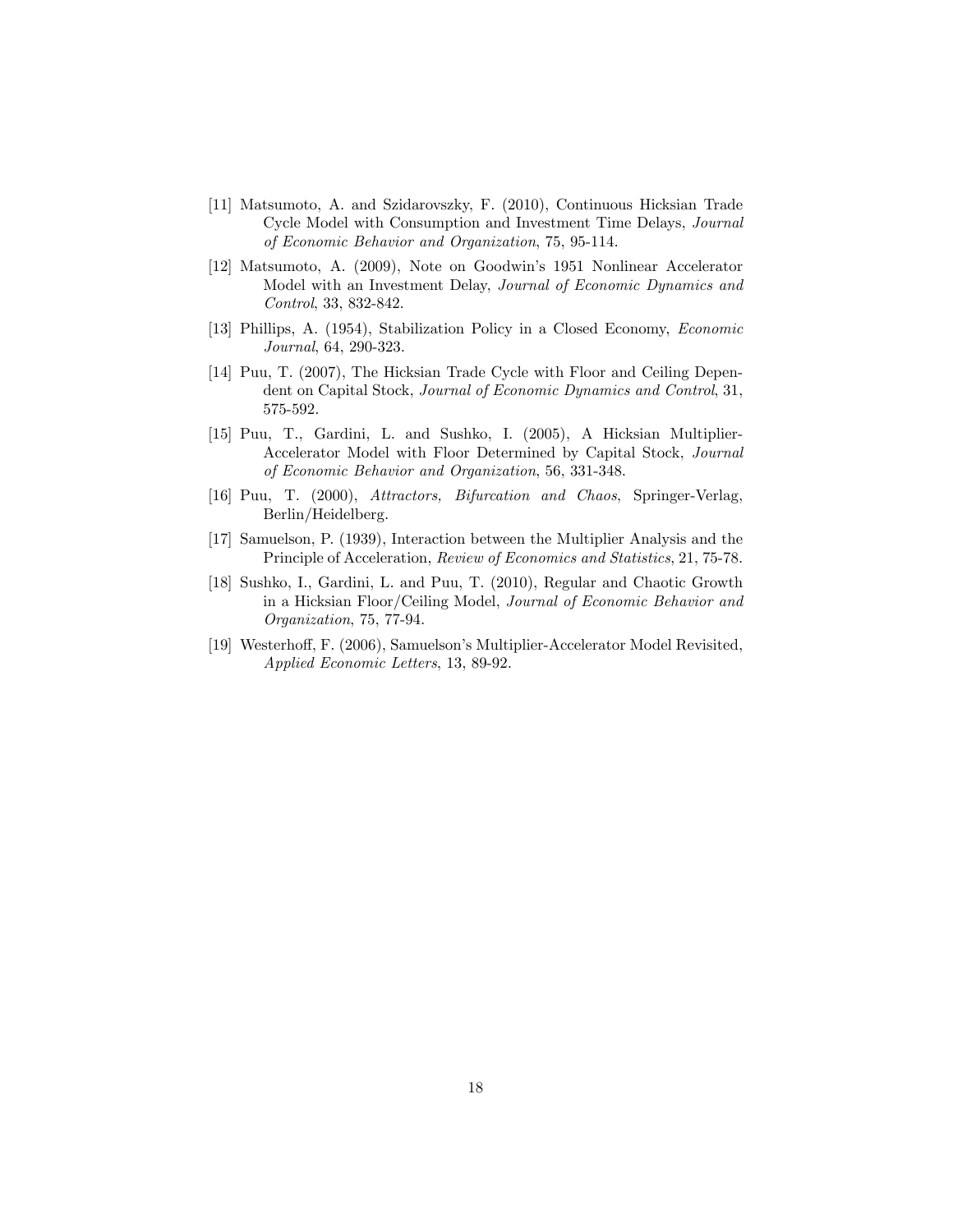[11] Matsumoto, A. and Szidarovszky, F. (2010), Continuous Hicksian Trade Cycle Model with Consumption and Investment Time Delays, *Journal of Economic Behavior and Organization*, 75, 95-114.

[12] Matsumoto, A. (2009), Note on Goodwin's 1951 Nonlinear Accelerator Model with an Investment Delay, *Journal of Economic Dynamics and Control*, 33, 832-842.

[13] Phillips, A. (1954), Stabilization Policy in a Closed Economy, *Economic Journal*, 64, 290-323.

[14] Puu, T. (2007), The Hicksian Trade Cycle with Floor and Ceiling Dependent on Capital Stock, *Journal of Economic Dynamics and Control*, 31, 575-592.

[15] Puu, T., Gardini, L. and Sushko, I. (2005), A Hicksian Multiplier-Accelerator Model with Floor Determined by Capital Stock, *Journal of Economic Behavior and Organization*, 56, 331-348.

[16] Puu, T. (2000), *Attractors, Bifurcation and Chaos*, Springer-Verlag, Berlin/Heidelberg.

[17] Samuelson, P. (1939), Interaction between the Multiplier Analysis and the Principle of Acceleration, *Review of Economics and Statistics*, 21, 75-78.

[18] Sushko, I., Gardini, L. and Puu, T. (2010), Regular and Chaotic Growth in a Hicksian Floor/Ceiling Model, *Journal of Economic Behavior and Organization*, 75, 77-94.

[19] Westerhoff, F. (2006), Samuelson's Multiplier-Accelerator Model Revisited, *Applied Economic Letters*, 13, 89-92.